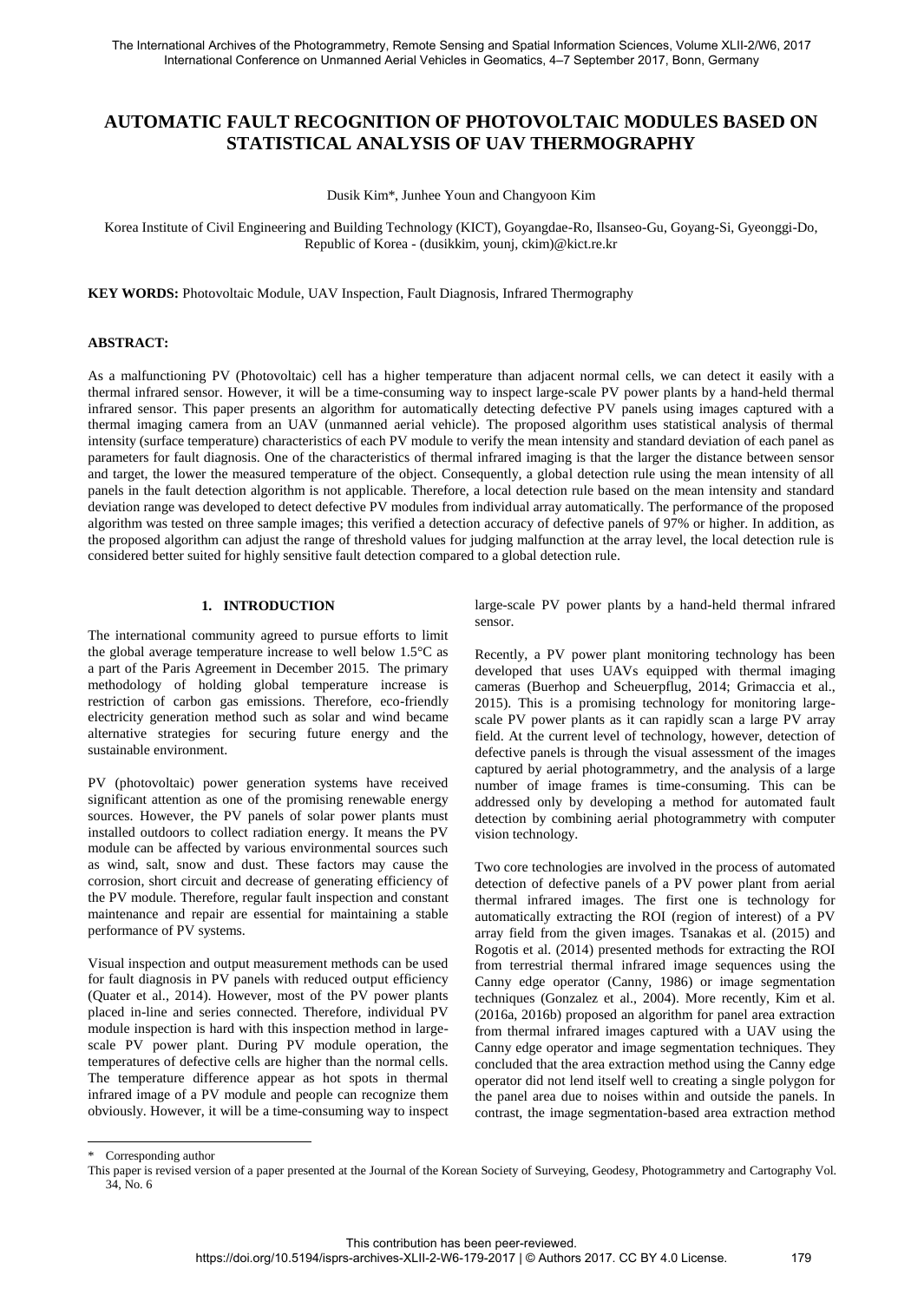# AUTOMATIC FAULT RECOGNITION OF PHOTOVOLTAIC MODULES BASED ON STATISTICAL ANALYSIS OF UAV THERMOGRAPHY

Dusik Kim*, Junhee Youn and Changyoon Kim

Korea Institute of Civil Engineering and Building Technology (KICT), Goyangdae-Ro, Ilsanseo-Gu, Goyang-Si, Gyeonggi-Do, Republic of Korea - (dusikkim, younj, ckim)@kict.re.kr

**KEY WORDS:** Photovoltaic Module, UAV Inspection, Fault Diagnosis, Infrared Thermography

## ABSTRACT:

As a malfunctioning PV (Photovoltaic) cell has a higher temperature than adjacent normal cells, we can detect it easily with a thermal infrared sensor. However, it will be a time-consuming way to inspect large-scale PV power plants by a hand-held thermal infrared sensor. This paper presents an algorithm for automatically detecting defective PV panels using images captured with a thermal imaging camera from an UAV (unmanned aerial vehicle). The proposed algorithm uses statistical analysis of thermal intensity (surface temperature) characteristics of each PV module to verify the mean intensity and standard deviation of each panel as parameters for fault diagnosis. One of the characteristics of thermal infrared imaging is that the larger the distance between sensor and target, the lower the measured temperature of the object. Consequently, a global detection rule using the mean intensity of all panels in the fault detection algorithm is not applicable. Therefore, a local detection rule based on the mean intensity and standard deviation range was developed to detect defective PV modules from individual array automatically. The performance of the proposed algorithm was tested on three sample images; this verified a detection accuracy of defective panels of 97% or higher. In addition, as the proposed algorithm can adjust the range of threshold values for judging malfunction at the array level, the local detection rule is considered better suited for highly sensitive fault detection compared to a global detection rule.

## 1. INTRODUCTION

The international community agreed to pursue efforts to limit the global average temperature increase to well below 1.5°C as a part of the Paris Agreement in December 2015. The primary methodology of holding global temperature increase is restriction of carbon gas emissions. Therefore, eco-friendly electricity generation method such as solar and wind became alternative strategies for securing future energy and the sustainable environment.

PV (photovoltaic) power generation systems have received significant attention as one of the promising renewable energy sources. However, the PV panels of solar power plants must installed outdoors to collect radiation energy. It means the PV module can be affected by various environmental sources such as wind, salt, snow and dust. These factors may cause the corrosion, short circuit and decrease of generating efficiency of the PV module. Therefore, regular fault inspection and constant maintenance and repair are essential for maintaining a stable performance of PV systems.

Visual inspection and output measurement methods can be used for fault diagnosis in PV panels with reduced output efficiency (Quater et al., 2014). However, most of the PV power plants placed in-line and series connected. Therefore, individual PV module inspection is hard with this inspection method in large-scale PV power plant. During PV module operation, the temperatures of defective cells are higher than the normal cells. The temperature difference appear as hot spots in thermal infrared image of a PV module and people can recognize them obviously. However, it will be a time-consuming way to inspect large-scale PV power plants by a hand-held thermal infrared sensor.

Recently, a PV power plant monitoring technology has been developed that uses UAVs equipped with thermal imaging cameras (Buerhop and Scheuerpflug, 2014; Grimaccia et al., 2015). This is a promising technology for monitoring large-scale PV power plants as it can rapidly scan a large PV array field. At the current level of technology, however, detection of defective panels is through the visual assessment of the images captured by aerial photogrammetry, and the analysis of a large number of image frames is time-consuming. This can be addressed only by developing a method for automated fault detection by combining aerial photogrammetry with computer vision technology.

Two core technologies are involved in the process of automated detection of defective panels of a PV power plant from aerial thermal infrared images. The first one is technology for automatically extracting the ROI (region of interest) of a PV array field from the given images. Tsanakas et al. (2015) and Rogotis et al. (2014) presented methods for extracting the ROI from terrestrial thermal infrared image sequences using the Canny edge operator (Canny, 1986) or image segmentation techniques (Gonzalez et al., 2004). More recently, Kim et al. (2016a, 2016b) proposed an algorithm for panel area extraction from thermal infrared images captured with a UAV using the Canny edge operator and image segmentation techniques. They concluded that the area extraction method using the Canny edge operator did not lend itself well to creating a single polygon for the panel area due to noises within and outside the panels. In contrast, the image segmentation-based area extraction method

---

\* Corresponding author

This paper is revised version of a paper presented at the Journal of the Korean Society of Surveying, Geodesy, Photogrammetry and Cartography Vol. 34, No. 6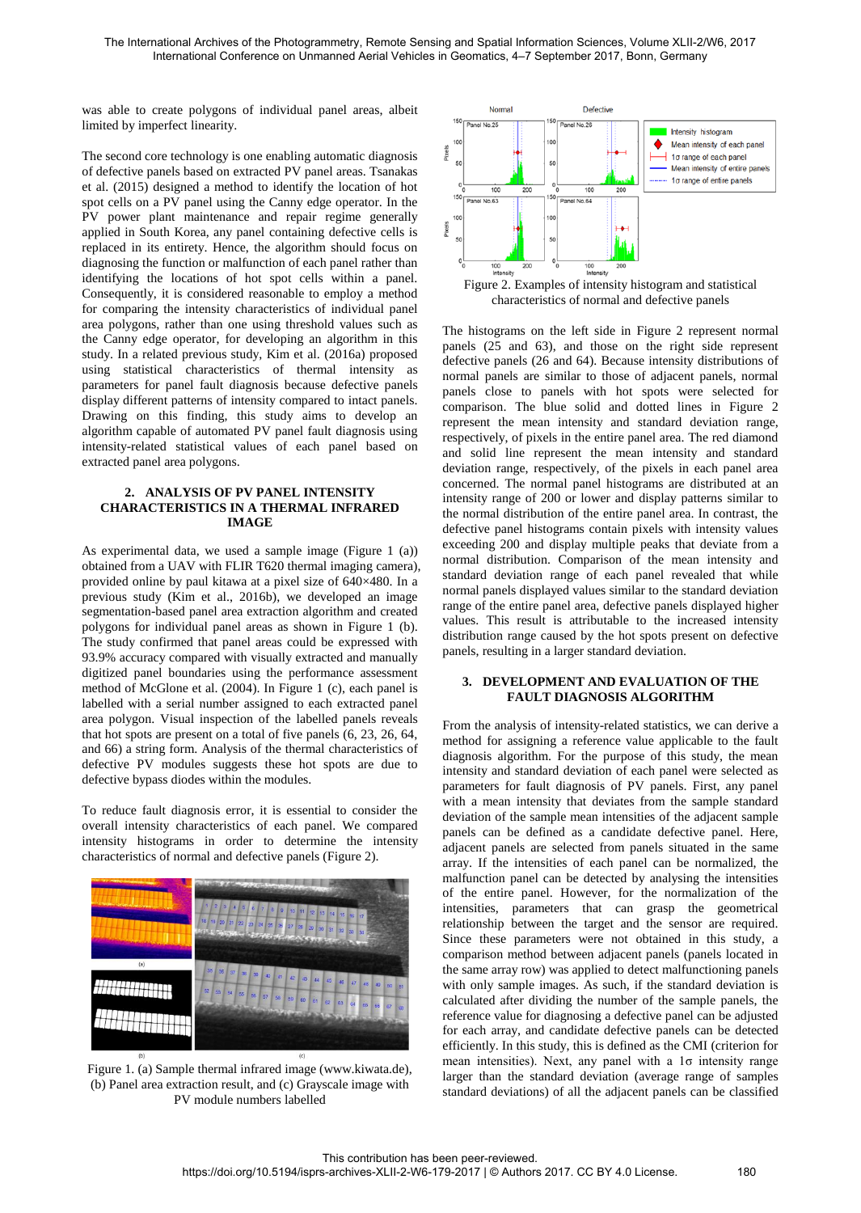was able to create polygons of individual panel areas, albeit limited by imperfect linearity.

The second core technology is one enabling automatic diagnosis of defective panels based on extracted PV panel areas. Tsanakas et al. (2015) designed a method to identify the location of hot spot cells on a PV panel using the Canny edge operator. In the PV power plant maintenance and repair regime generally applied in South Korea, any panel containing defective cells is replaced in its entirety. Hence, the algorithm should focus on diagnosing the function or malfunction of each panel rather than identifying the locations of hot spot cells within a panel. Consequently, it is considered reasonable to employ a method for comparing the intensity characteristics of individual panel area polygons, rather than one using threshold values such as the Canny edge operator, for developing an algorithm in this study. In a related previous study, Kim et al. (2016a) proposed using statistical characteristics of thermal intensity as parameters for panel fault diagnosis because defective panels display different patterns of intensity compared to intact panels. Drawing on this finding, this study aims to develop an algorithm capable of automated PV panel fault diagnosis using intensity-related statistical values of each panel based on extracted panel area polygons.

## 2. ANALYSIS OF PV PANEL INTENSITY CHARACTERISTICS IN A THERMAL INFRARED IMAGE

As experimental data, we used a sample image (Figure 1 (a)) obtained from a UAV with FLIR T620 thermal imaging camera), provided online by paul kitawa at a pixel size of 640×480. In a previous study (Kim et al., 2016b), we developed an image segmentation-based panel area extraction algorithm and created polygons for individual panel areas as shown in Figure 1 (b). The study confirmed that panel areas could be expressed with 93.9% accuracy compared with visually extracted and manually digitized panel boundaries using the performance assessment method of McGlone et al. (2004). In Figure 1 (c), each panel is labelled with a serial number assigned to each extracted panel area polygon. Visual inspection of the labelled panels reveals that hot spots are present on a total of five panels (6, 23, 26, 64, and 66) a string form. Analysis of the thermal characteristics of defective PV modules suggests these hot spots are due to defective bypass diodes within the modules.

To reduce fault diagnosis error, it is essential to consider the overall intensity characteristics of each panel. We compared intensity histograms in order to determine the intensity characteristics of normal and defective panels (Figure 2).

Figure 1. (a) Sample thermal infrared image (www.kiwata.de), (b) Panel area extraction result, and (c) Grayscale image with PV module numbers labelled

Figure 2. Examples of intensity histogram and statistical characteristics of normal and defective panels

The histograms on the left side in Figure 2 represent normal panels (25 and 63), and those on the right side represent defective panels (26 and 64). Because intensity distributions of normal panels are similar to those of adjacent panels, normal panels close to panels with hot spots were selected for comparison. The blue solid and dotted lines in Figure 2 represent the mean intensity and standard deviation range, respectively, of pixels in the entire panel area. The red diamond and solid line represent the mean intensity and standard deviation range, respectively, of the pixels in each panel area concerned. The normal panel histograms are distributed at an intensity range of 200 or lower and display patterns similar to the normal distribution of the entire panel area. In contrast, the defective panel histograms contain pixels with intensity values exceeding 200 and display multiple peaks that deviate from a normal distribution. Comparison of the mean intensity and standard deviation range of each panel revealed that while normal panels displayed values similar to the standard deviation range of the entire panel area, defective panels displayed higher values. This result is attributable to the increased intensity distribution range caused by the hot spots present on defective panels, resulting in a larger standard deviation.

## 3. DEVELOPMENT AND EVALUATION OF THE FAULT DIAGNOSIS ALGORITHM

From the analysis of intensity-related statistics, we can derive a method for assigning a reference value applicable to the fault diagnosis algorithm. For the purpose of this study, the mean intensity and standard deviation of each panel were selected as parameters for fault diagnosis of PV panels. First, any panel with a mean intensity that deviates from the sample standard deviation of the sample mean intensities of the adjacent sample panels can be defined as a candidate defective panel. Here, adjacent panels are selected from panels situated in the same array. If the intensities of each panel can be normalized, the malfunction panel can be detected by analysing the intensities of the entire panel. However, for the normalization of the intensities, parameters that can grasp the geometrical relationship between the target and the sensor are required. Since these parameters were not obtained in this study, a comparison method between adjacent panels (panels located in the same array row) was applied to detect malfunctioning panels with only sample images. As such, if the standard deviation is calculated after dividing the number of the sample panels, the reference value for diagnosing a defective panel can be adjusted for each array, and candidate defective panels can be detected efficiently. In this study, this is defined as the CMI (criterion for mean intensities). Next, any panel with a 1σ intensity range larger than the standard deviation (average range of samples standard deviations) of all the adjacent panels can be classified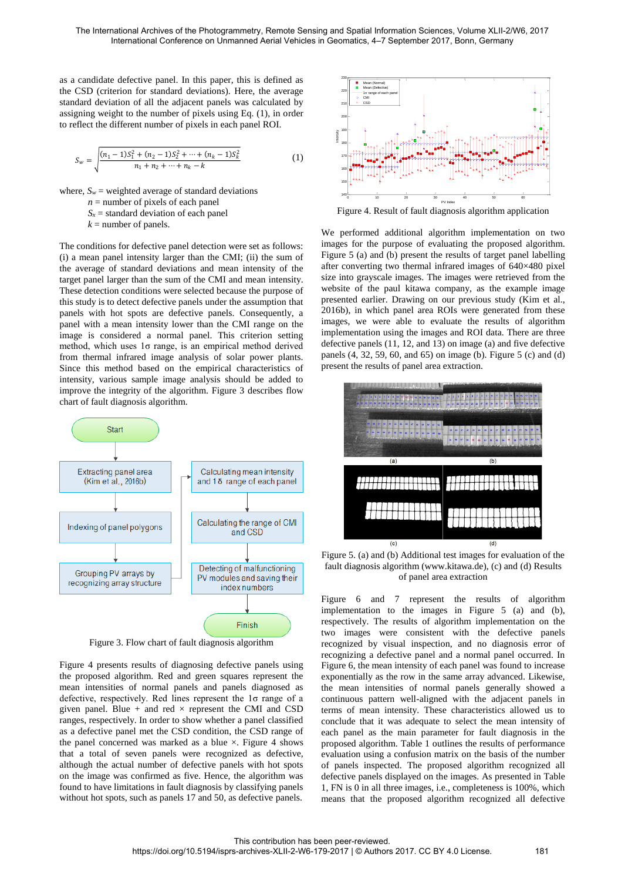as a candidate defective panel. In this paper, this is defined as the CSD (criterion for standard deviations). Here, the average standard deviation of all the adjacent panels was calculated by assigning weight to the number of pixels using Eq. (1), in order to reflect the different number of pixels in each panel ROI.

$$S_w = \sqrt{\frac{(n_1 - 1)S_1^2 + (n_2 - 1)S_2^2 + \cdots + (n_k - 1)S_k^2}{n_1 + n_2 + \cdots + n_k - k}} \quad (1)$$

where, $S_w$ = weighted average of standard deviations
$n$ = number of pixels of each panel
$S_x$ = standard deviation of each panel
$k$ = number of panels.

The conditions for defective panel detection were set as follows: (i) a mean panel intensity larger than the CMI; (ii) the sum of the average of standard deviations and mean intensity of the target panel larger than the sum of the CMI and mean intensity. These detection conditions were selected because the purpose of this study is to detect defective panels under the assumption that panels with hot spots are defective panels. Consequently, a panel with a mean intensity lower than the CMI range on the image is considered a normal panel. This criterion setting method, which uses 1σ range, is an empirical method derived from thermal infrared image analysis of solar power plants. Since this method based on the empirical characteristics of intensity, various sample image analysis should be added to improve the integrity of the algorithm. Figure 3 describes flow chart of fault diagnosis algorithm.

Start → Extracting panel area (Kim et al., 2016b) → Indexing of panel polygons → Grouping PV arrays by recognizing array structure → Calculating mean intensity and 1σ range of each panel → Calculating the range of CMI and CSD → Detecting of malfunctioning PV modules and saving their index numbers → Finish

Figure 3. Flow chart of fault diagnosis algorithm

Figure 4 presents results of diagnosing defective panels using the proposed algorithm. Red and green squares represent the mean intensities of normal panels and panels diagnosed as defective, respectively. Red lines represent the 1σ range of a given panel. Blue + and red × represent the CMI and CSD ranges, respectively. In order to show whether a panel classified as a defective panel met the CSD condition, the CSD range of the panel concerned was marked as a blue ×. Figure 4 shows that a total of seven panels were recognized as defective, although the actual number of defective panels with hot spots on the image was confirmed as five. Hence, the algorithm was found to have limitations in fault diagnosis by classifying panels without hot spots, such as panels 17 and 50, as defective panels.

Figure 4. Result of fault diagnosis algorithm application

We performed additional algorithm implementation on two images for the purpose of evaluating the proposed algorithm. Figure 5 (a) and (b) present the results of target panel labelling after converting two thermal infrared images of 640×480 pixel size into grayscale images. The images were retrieved from the website of the paul kitawa company, as the example image presented earlier. Drawing on our previous study (Kim et al., 2016b), in which panel area ROIs were generated from these images, we were able to evaluate the results of algorithm implementation using the images and ROI data. There are three defective panels (11, 12, and 13) on image (a) and five defective panels (4, 32, 59, 60, and 65) on image (b). Figure 5 (c) and (d) present the results of panel area extraction.

Figure 5. (a) and (b) Additional test images for evaluation of the fault diagnosis algorithm (www.kitawa.de), (c) and (d) Results of panel area extraction

Figure 6 and 7 represent the results of algorithm implementation to the images in Figure 5 (a) and (b), respectively. The results of algorithm implementation on the two images were consistent with the defective panels recognized by visual inspection, and no diagnosis error of recognizing a defective panel and a normal panel occurred. In Figure 6, the mean intensity of each panel was found to increase exponentially as the row in the same array advanced. Likewise, the mean intensities of normal panels generally showed a continuous pattern well-aligned with the adjacent panels in terms of mean intensity. These characteristics allowed us to conclude that it was adequate to select the mean intensity of each panel as the main parameter for fault diagnosis in the proposed algorithm. Table 1 outlines the results of performance evaluation using a confusion matrix on the basis of the number of panels inspected. The proposed algorithm recognized all defective panels displayed on the images. As presented in Table 1, FN is 0 in all three images, i.e., completeness is 100%, which means that the proposed algorithm recognized all defective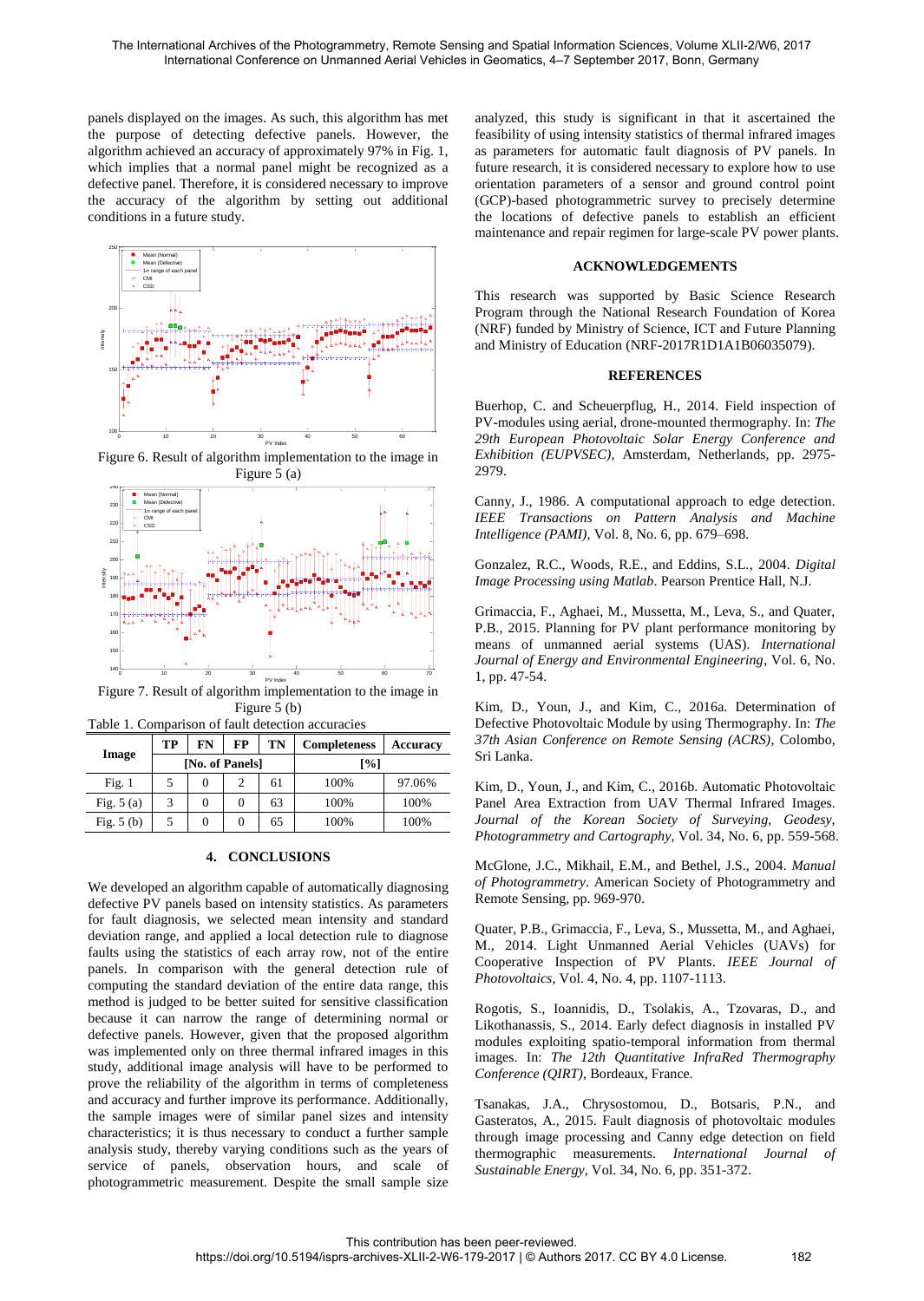panels displayed on the images. As such, this algorithm has met the purpose of detecting defective panels. However, the algorithm achieved an accuracy of approximately 97% in Fig. 1, which implies that a normal panel might be recognized as a defective panel. Therefore, it is considered necessary to improve the accuracy of the algorithm by setting out additional conditions in a future study.

250
Mean (Normal)
Mean (Defective)
1σ range of each panel
CMI
CSD
200
Intensity
150
100
0
10
20
30
40
50
60
PV Index

Figure 6. Result of algorithm implementation to the image in Figure 5 (a)

240
230
220
210
200
190
180
170
160
150
140
Mean (Normal)
Mean (Defective)
1σ range of each panel
CMI
CSD
Intensity
0
10
20
30
40
50
60
70
PV Index

Figure 7. Result of algorithm implementation to the image in Figure 5 (b)

Table 1. Comparison of fault detection accuracies

| Image | TP | FN | FP | TN | Completeness | Accuracy |
|---|---|---|---|---|---|---|
| | [No. of Panels] | | | | [%] | |
| Fig. 1 | 5 | 0 | 2 | 61 | 100% | 97.06% |
| Fig. 5 (a) | 3 | 0 | 0 | 63 | 100% | 100% |
| Fig. 5 (b) | 5 | 0 | 0 | 65 | 100% | 100% |

## 4. CONCLUSIONS

We developed an algorithm capable of automatically diagnosing defective PV panels based on intensity statistics. As parameters for fault diagnosis, we selected mean intensity and standard deviation range, and applied a local detection rule to diagnose faults using the statistics of each array row, not of the entire panels. In comparison with the general detection rule of computing the standard deviation of the entire data range, this method is judged to be better suited for sensitive classification because it can narrow the range of determining normal or defective panels. However, given that the proposed algorithm was implemented only on three thermal infrared images in this study, additional image analysis will have to be performed to prove the reliability of the algorithm in terms of completeness and accuracy and further improve its performance. Additionally, the sample images were of similar panel sizes and intensity characteristics; it is thus necessary to conduct a further sample analysis study, thereby varying conditions such as the years of service of panels, observation hours, and scale of photogrammetric measurement. Despite the small sample size analyzed, this study is significant in that it ascertained the feasibility of using intensity statistics of thermal infrared images as parameters for automatic fault diagnosis of PV panels. In future research, it is considered necessary to explore how to use orientation parameters of a sensor and ground control point (GCP)-based photogrammetric survey to precisely determine the locations of defective panels to establish an efficient maintenance and repair regimen for large-scale PV power plants.

## ACKNOWLEDGEMENTS

This research was supported by Basic Science Research Program through the National Research Foundation of Korea (NRF) funded by Ministry of Science, ICT and Future Planning and Ministry of Education (NRF-2017R1D1A1B06035079).

## REFERENCES

Buerhop, C. and Scheuerpflug, H., 2014. Field inspection of PV-modules using aerial, drone-mounted thermography. In: *The 29th European Photovoltaic Solar Energy Conference and Exhibition (EUPVSEC)*, Amsterdam, Netherlands, pp. 2975-2979.

Canny, J., 1986. A computational approach to edge detection. *IEEE Transactions on Pattern Analysis and Machine Intelligence (PAMI)*, Vol. 8, No. 6, pp. 679–698.

Gonzalez, R.C., Woods, R.E., and Eddins, S.L., 2004. *Digital Image Processing using Matlab*. Pearson Prentice Hall, N.J.

Grimaccia, F., Aghaei, M., Mussetta, M., Leva, S., and Quater, P.B., 2015. Planning for PV plant performance monitoring by means of unmanned aerial systems (UAS). *International Journal of Energy and Environmental Engineering*, Vol. 6, No. 1, pp. 47-54.

Kim, D., Youn, J., and Kim, C., 2016a. Determination of Defective Photovoltaic Module by using Thermography. In: *The 37th Asian Conference on Remote Sensing (ACRS)*, Colombo, Sri Lanka.

Kim, D., Youn, J., and Kim, C., 2016b. Automatic Photovoltaic Panel Area Extraction from UAV Thermal Infrared Images. *Journal of the Korean Society of Surveying, Geodesy, Photogrammetry and Cartography*, Vol. 34, No. 6, pp. 559-568.

McGlone, J.C., Mikhail, E.M., and Bethel, J.S., 2004. *Manual of Photogrammetry*. American Society of Photogrammetry and Remote Sensing, pp. 969-970.

Quater, P.B., Grimaccia, F., Leva, S., Mussetta, M., and Aghaei, M., 2014. Light Unmanned Aerial Vehicles (UAVs) for Cooperative Inspection of PV Plants. *IEEE Journal of Photovoltaics*, Vol. 4, No. 4, pp. 1107-1113.

Rogotis, S., Ioannidis, D., Tsolakis, A., Tzovaras, D., and Likothanassis, S., 2014. Early defect diagnosis in installed PV modules exploiting spatio-temporal information from thermal images. In: *The 12th Quantitative InfraRed Thermography Conference (QIRT)*, Bordeaux, France.

Tsanakas, J.A., Chrysostomou, D., Botsaris, P.N., and Gasteratos, A., 2015. Fault diagnosis of photovoltaic modules through image processing and Canny edge detection on field thermographic measurements. *International Journal of Sustainable Energy*, Vol. 34, No. 6, pp. 351-372.